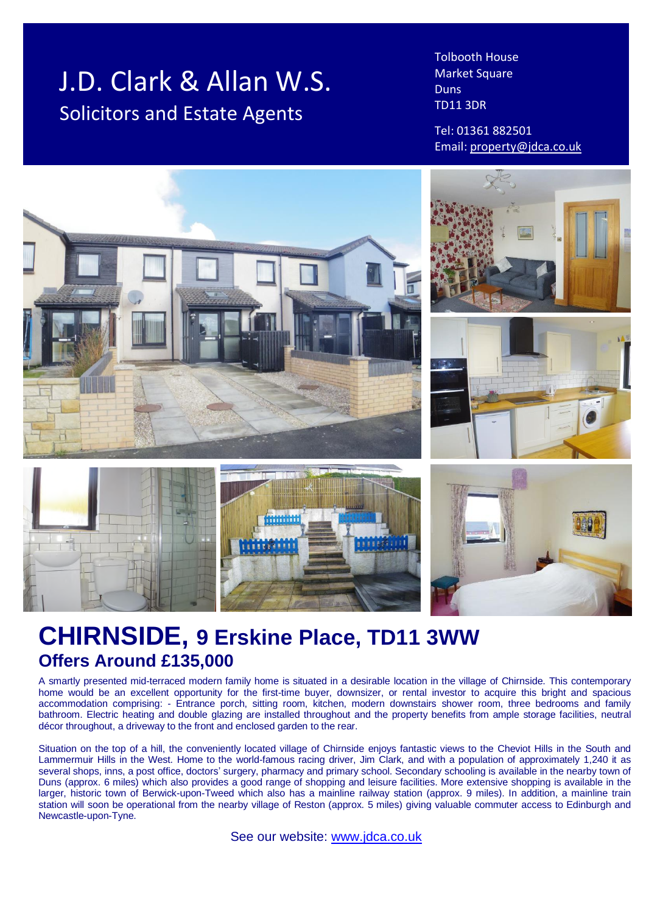# J.D. Clark & Allan W.S.
## Solicitors and Estate Agents

Tolbooth House
Market Square
Duns
TD11 3DR

Tel: 01361 882501
Email: property@jdca.co.uk

# CHIRNSIDE, 9 Erskine Place, TD11 3WW
## Offers Around £135,000

A smartly presented mid-terraced modern family home is situated in a desirable location in the village of Chirnside. This contemporary home would be an excellent opportunity for the first-time buyer, downsizer, or rental investor to acquire this bright and spacious accommodation comprising: - Entrance porch, sitting room, kitchen, modern downstairs shower room, three bedrooms and family bathroom. Electric heating and double glazing are installed throughout and the property benefits from ample storage facilities, neutral décor throughout, a driveway to the front and enclosed garden to the rear.

Situation on the top of a hill, the conveniently located village of Chirnside enjoys fantastic views to the Cheviot Hills in the South and Lammermuir Hills in the West. Home to the world-famous racing driver, Jim Clark, and with a population of approximately 1,240 it as several shops, inns, a post office, doctors' surgery, pharmacy and primary school. Secondary schooling is available in the nearby town of Duns (approx. 6 miles) which also provides a good range of shopping and leisure facilities. More extensive shopping is available in the larger, historic town of Berwick-upon-Tweed which also has a mainline railway station (approx. 9 miles). In addition, a mainline train station will soon be operational from the nearby village of Reston (approx. 5 miles) giving valuable commuter access to Edinburgh and Newcastle-upon-Tyne.

See our website: www.jdca.co.uk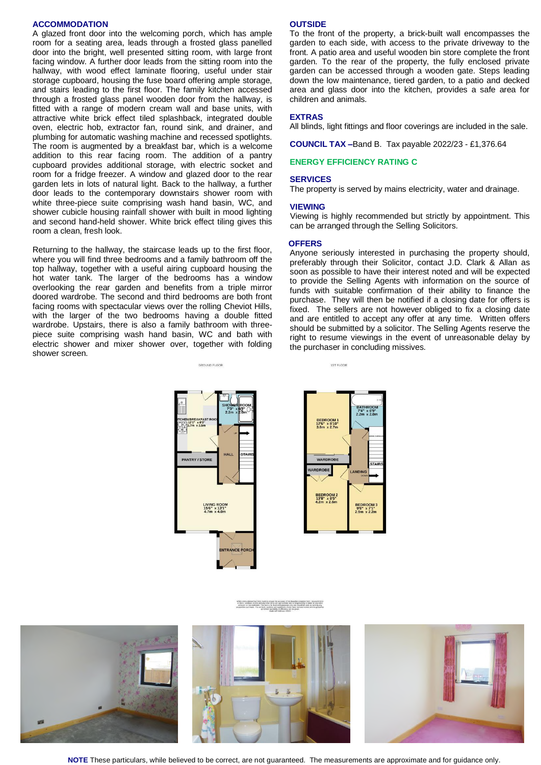## ACCOMMODATION

A glazed front door into the welcoming porch, which has ample room for a seating area, leads through a frosted glass panelled door into the bright, well presented sitting room, with large front facing window. A further door leads from the sitting room into the hallway, with wood effect laminate flooring, useful under stair storage cupboard, housing the fuse board offering ample storage, and stairs leading to the first floor. The family kitchen accessed through a frosted glass panel wooden door from the hallway, is fitted with a range of modern cream wall and base units, with attractive white brick effect tiled splashback, integrated double oven, electric hob, extractor fan, round sink, and drainer, and plumbing for automatic washing machine and recessed spotlights. The room is augmented by a breakfast bar, which is a welcome addition to this rear facing room. The addition of a pantry cupboard provides additional storage, with electric socket and room for a fridge freezer. A window and glazed door to the rear garden lets in lots of natural light. Back to the hallway, a further door leads to the contemporary downstairs shower room with white three-piece suite comprising wash hand basin, WC, and shower cubicle housing rainfall shower with built in mood lighting and second hand-held shower. White brick effect tiling gives this room a clean, fresh look.

Returning to the hallway, the staircase leads up to the first floor, where you will find three bedrooms and a family bathroom off the top hallway, together with a useful airing cupboard housing the hot water tank. The larger of the bedrooms has a window overlooking the rear garden and benefits from a triple mirror doored wardrobe. The second and third bedrooms are both front facing rooms with spectacular views over the rolling Cheviot Hills, with the larger of the two bedrooms having a double fitted wardrobe. Upstairs, there is also a family bathroom with three-piece suite comprising wash hand basin, WC and bath with electric shower and mixer shower over, together with folding shower screen.

## OUTSIDE

To the front of the property, a brick-built wall encompasses the garden to each side, with access to the private driveway to the front. A patio area and useful wooden bin store complete the front garden. To the rear of the property, the fully enclosed private garden can be accessed through a wooden gate. Steps leading down the low maintenance, tiered garden, to a patio and decked area and glass door into the kitchen, provides a safe area for children and animals.

## EXTRAS

All blinds, light fittings and floor coverings are included in the sale.

**COUNCIL TAX –**Band B. Tax payable 2022/23 - £1,376.64

## ENERGY EFFICIENCY RATING C

## SERVICES

The property is served by mains electricity, water and drainage.

## VIEWING

Viewing is highly recommended but strictly by appointment. This can be arranged through the Selling Solicitors.

## OFFERS

Anyone seriously interested in purchasing the property should, preferably through their Solicitor, contact J.D. Clark & Allan as soon as possible to have their interest noted and will be expected to provide the Selling Agents with information on the source of funds with suitable confirmation of their ability to finance the purchase. They will then be notified if a closing date for offers is fixed. The sellers are not however obliged to fix a closing date and are entitled to accept any offer at any time. Written offers should be submitted by a solicitor. The Selling Agents reserve the right to resume viewings in the event of unreasonable delay by the purchaser in concluding missives.

GROUND FLOOR

SHOWER ROOM 7'3" x 6'7" 2.2m x 2.0m

KITCHEN/BREAKFAST ROOM 12'1" x 8'3" 3.7m x 2.5m

HALL

STAIRS

PANTRY / STORE

LIVING ROOM 15'6" x 13'1" 4.7m x 4.0m

ENTRANCE PORCH

1ST FLOOR

BEDROOM 1 12'6" x 8'10" 3.8m x 2.7m

BATHROOM 7'4" x 6'9" 2.2m x 2.0m

WARDROBE

WARDROBE

STAIRS

LANDING

BEDROOM 2 13'8" x 8'5" 4.2m x 2.6m

BEDROOM 3 9'6" x 7'1" 2.9m x 2.2m

**NOTE** These particulars, while believed to be correct, are not guaranteed. The measurements are approximate and for guidance only.